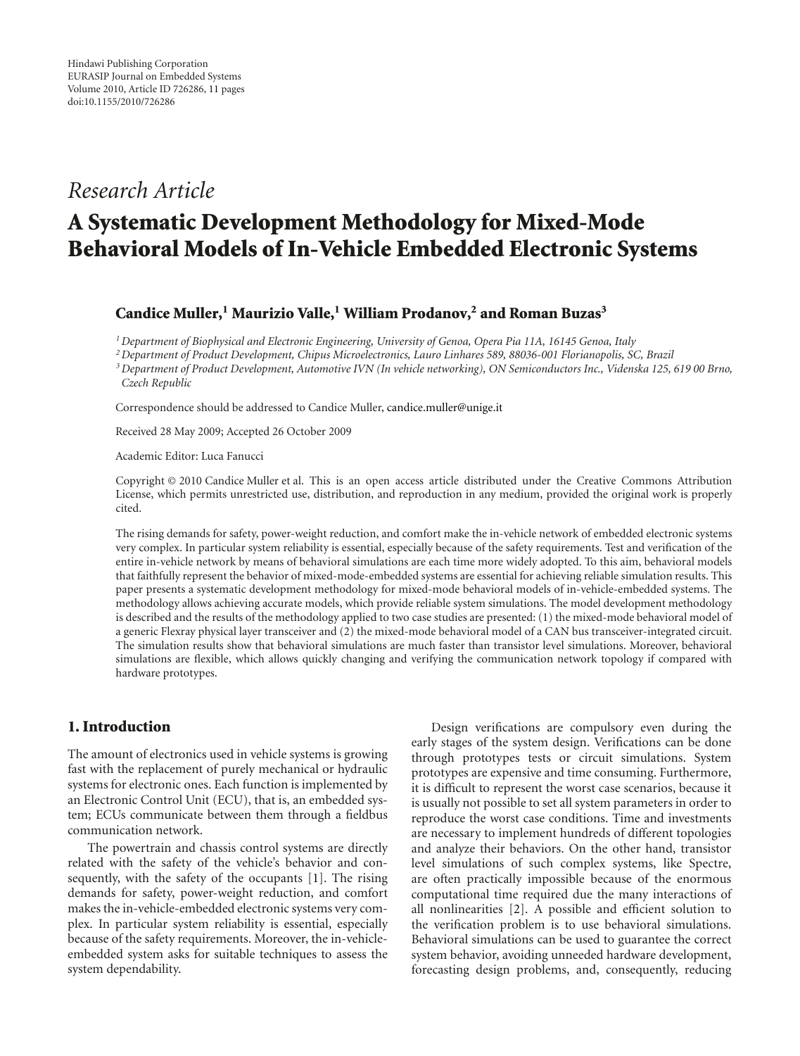Hindawi Publishing Corporation
EURASIP Journal on Embedded Systems
Volume 2010, Article ID 726286, 11 pages
doi:10.1155/2010/726286

*Research Article*

# A Systematic Development Methodology for Mixed-Mode Behavioral Models of In-Vehicle Embedded Electronic Systems

**Candice Muller,[1] Maurizio Valle,[1] William Prodanov,[2] and Roman Buzas[3]**

[1] *Department of Biophysical and Electronic Engineering, University of Genoa, Opera Pia 11A, 16145 Genoa, Italy*
[2] *Department of Product Development, Chipus Microelectronics, Lauro Linhares 589, 88036-001 Florianopolis, SC, Brazil*
[3] *Department of Product Development, Automotive IVN (In vehicle networking), ON Semiconductors Inc., Videnska 125, 619 00 Brno, Czech Republic*

Correspondence should be addressed to Candice Muller, candice.muller@unige.it

Received 28 May 2009; Accepted 26 October 2009

Academic Editor: Luca Fanucci

Copyright © 2010 Candice Muller et al. This is an open access article distributed under the Creative Commons Attribution License, which permits unrestricted use, distribution, and reproduction in any medium, provided the original work is properly cited.

The rising demands for safety, power-weight reduction, and comfort make the in-vehicle network of embedded electronic systems very complex. In particular system reliability is essential, especially because of the safety requirements. Test and verification of the entire in-vehicle network by means of behavioral simulations are each time more widely adopted. To this aim, behavioral models that faithfully represent the behavior of mixed-mode-embedded systems are essential for achieving reliable simulation results. This paper presents a systematic development methodology for mixed-mode behavioral models of in-vehicle-embedded systems. The methodology allows achieving accurate models, which provide reliable system simulations. The model development methodology is described and the results of the methodology applied to two case studies are presented: (1) the mixed-mode behavioral model of a generic Flexray physical layer transceiver and (2) the mixed-mode behavioral model of a CAN bus transceiver-integrated circuit. The simulation results show that behavioral simulations are much faster than transistor level simulations. Moreover, behavioral simulations are flexible, which allows quickly changing and verifying the communication network topology if compared with hardware prototypes.

## 1. Introduction

The amount of electronics used in vehicle systems is growing fast with the replacement of purely mechanical or hydraulic systems for electronic ones. Each function is implemented by an Electronic Control Unit (ECU), that is, an embedded system; ECUs communicate between them through a fieldbus communication network.

The powertrain and chassis control systems are directly related with the safety of the vehicle's behavior and consequently, with the safety of the occupants [1]. The rising demands for safety, power-weight reduction, and comfort makes the in-vehicle-embedded electronic systems very complex. In particular system reliability is essential, especially because of the safety requirements. Moreover, the in-vehicle-embedded system asks for suitable techniques to assess the system dependability.

Design verifications are compulsory even during the early stages of the system design. Verifications can be done through prototypes tests or circuit simulations. System prototypes are expensive and time consuming. Furthermore, it is difficult to represent the worst case scenarios, because it is usually not possible to set all system parameters in order to reproduce the worst case conditions. Time and investments are necessary to implement hundreds of different topologies and analyze their behaviors. On the other hand, transistor level simulations of such complex systems, like Spectre, are often practically impossible because of the enormous computational time required due the many interactions of all nonlinearities [2]. A possible and efficient solution to the verification problem is to use behavioral simulations. Behavioral simulations can be used to guarantee the correct system behavior, avoiding unneeded hardware development, forecasting design problems, and, consequently, reducing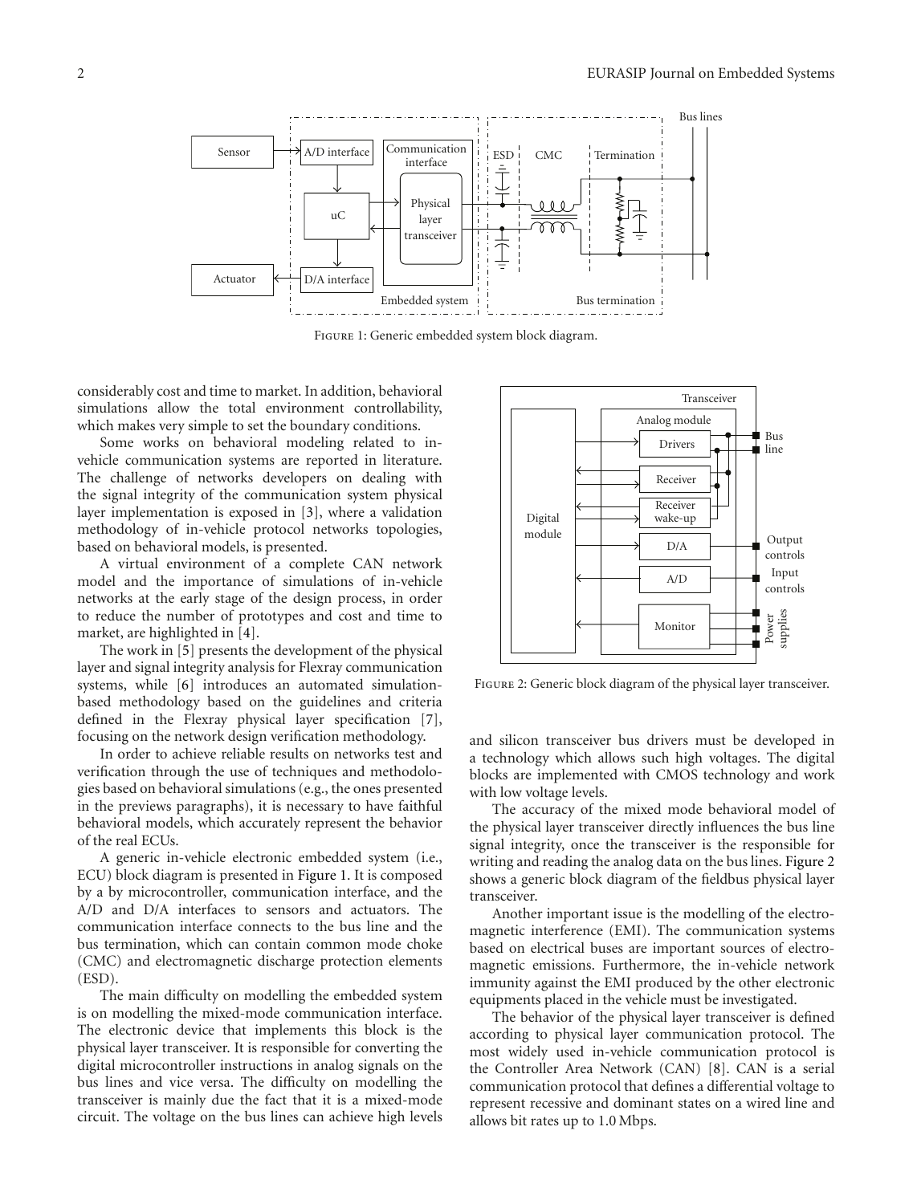Figure 1: Generic embedded system block diagram.

considerably cost and time to market. In addition, behavioral simulations allow the total environment controllability, which makes very simple to set the boundary conditions.

Some works on behavioral modeling related to in-vehicle communication systems are reported in literature. The challenge of networks developers on dealing with the signal integrity of the communication system physical layer implementation is exposed in [3], where a validation methodology of in-vehicle protocol networks topologies, based on behavioral models, is presented.

A virtual environment of a complete CAN network model and the importance of simulations of in-vehicle networks at the early stage of the design process, in order to reduce the number of prototypes and cost and time to market, are highlighted in [4].

The work in [5] presents the development of the physical layer and signal integrity analysis for Flexray communication systems, while [6] introduces an automated simulation-based methodology based on the guidelines and criteria defined in the Flexray physical layer specification [7], focusing on the network design verification methodology.

In order to achieve reliable results on networks test and verification through the use of techniques and methodologies based on behavioral simulations (e.g., the ones presented in the previews paragraphs), it is necessary to have faithful behavioral models, which accurately represent the behavior of the real ECUs.

A generic in-vehicle electronic embedded system (i.e., ECU) block diagram is presented in Figure 1. It is composed by a by microcontroller, communication interface, and the A/D and D/A interfaces to sensors and actuators. The communication interface connects to the bus line and the bus termination, which can contain common mode choke (CMC) and electromagnetic discharge protection elements (ESD).

The main difficulty on modelling the embedded system is on modelling the mixed-mode communication interface. The electronic device that implements this block is the physical layer transceiver. It is responsible for converting the digital microcontroller instructions in analog signals on the bus lines and vice versa. The difficulty on modelling the transceiver is mainly due the fact that it is a mixed-mode circuit. The voltage on the bus lines can achieve high levels and silicon transceiver bus drivers must be developed in a technology which allows such high voltages. The digital blocks are implemented with CMOS technology and work with low voltage levels.

Figure 2: Generic block diagram of the physical layer transceiver.

The accuracy of the mixed mode behavioral model of the physical layer transceiver directly influences the bus line signal integrity, once the transceiver is the responsible for writing and reading the analog data on the bus lines. Figure 2 shows a generic block diagram of the fieldbus physical layer transceiver.

Another important issue is the modelling of the electromagnetic interference (EMI). The communication systems based on electrical buses are important sources of electromagnetic emissions. Furthermore, the in-vehicle network immunity against the EMI produced by the other electronic equipments placed in the vehicle must be investigated.

The behavior of the physical layer transceiver is defined according to physical layer communication protocol. The most widely used in-vehicle communication protocol is the Controller Area Network (CAN) [8]. CAN is a serial communication protocol that defines a differential voltage to represent recessive and dominant states on a wired line and allows bit rates up to 1.0 Mbps.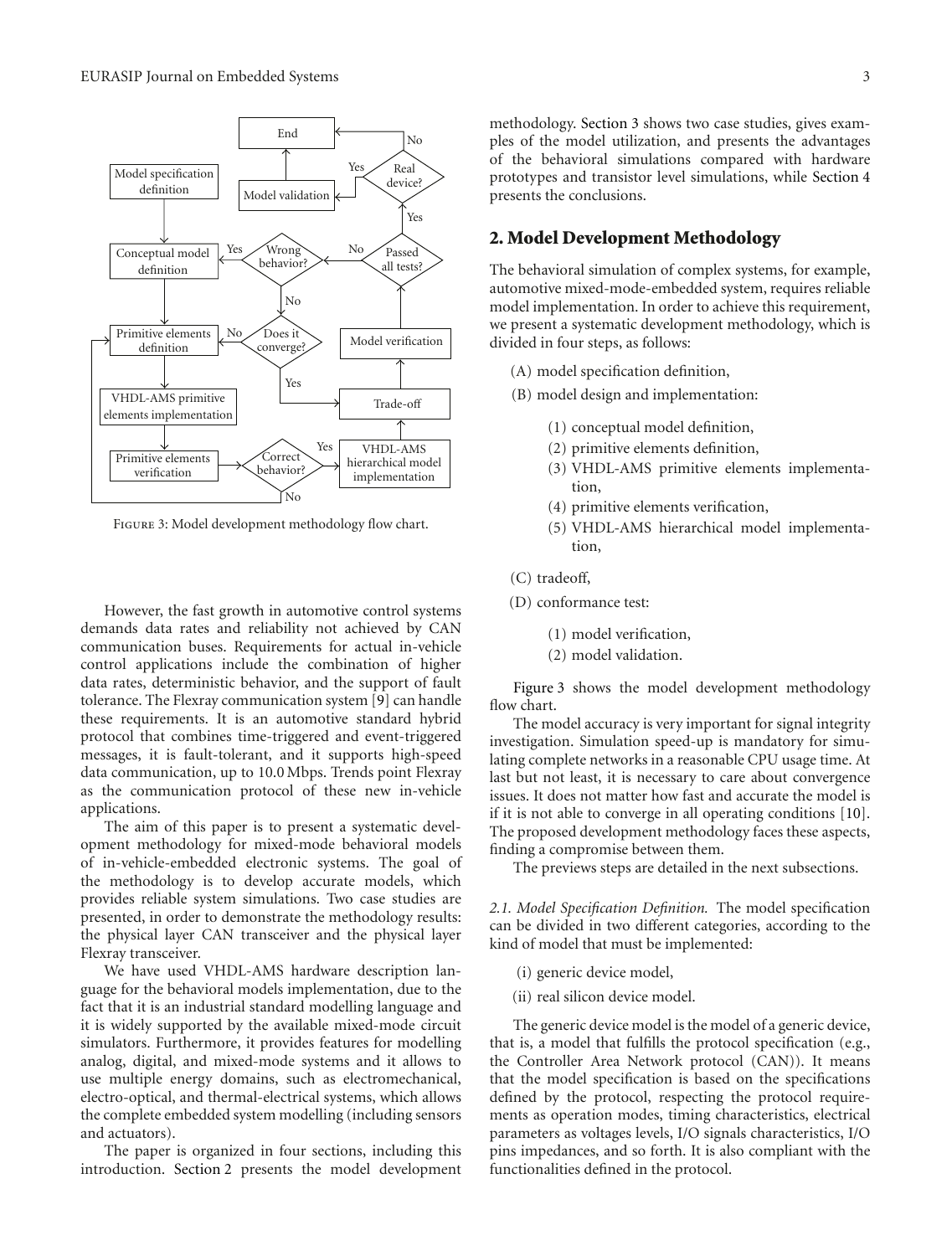Figure 3: Model development methodology flow chart.

However, the fast growth in automotive control systems demands data rates and reliability not achieved by CAN communication buses. Requirements for actual in-vehicle control applications include the combination of higher data rates, deterministic behavior, and the support of fault tolerance. The Flexray communication system [9] can handle these requirements. It is an automotive standard hybrid protocol that combines time-triggered and event-triggered messages, it is fault-tolerant, and it supports high-speed data communication, up to 10.0 Mbps. Trends point Flexray as the communication protocol of these new in-vehicle applications.

The aim of this paper is to present a systematic development methodology for mixed-mode behavioral models of in-vehicle-embedded electronic systems. The goal of the methodology is to develop accurate models, which provides reliable system simulations. Two case studies are presented, in order to demonstrate the methodology results: the physical layer CAN transceiver and the physical layer Flexray transceiver.

We have used VHDL-AMS hardware description language for the behavioral models implementation, due to the fact that it is an industrial standard modelling language and it is widely supported by the available mixed-mode circuit simulators. Furthermore, it provides features for modelling analog, digital, and mixed-mode systems and it allows to use multiple energy domains, such as electromechanical, electro-optical, and thermal-electrical systems, which allows the complete embedded system modelling (including sensors and actuators).

The paper is organized in four sections, including this introduction. Section 2 presents the model development methodology. Section 3 shows two case studies, gives examples of the model utilization, and presents the advantages of the behavioral simulations compared with hardware prototypes and transistor level simulations, while Section 4 presents the conclusions.

## 2. Model Development Methodology

The behavioral simulation of complex systems, for example, automotive mixed-mode-embedded system, requires reliable model implementation. In order to achieve this requirement, we present a systematic development methodology, which is divided in four steps, as follows:

(A) model specification definition,

(B) model design and implementation:

  (1) conceptual model definition,
  (2) primitive elements definition,
  (3) VHDL-AMS primitive elements implementation,
  (4) primitive elements verification,
  (5) VHDL-AMS hierarchical model implementation,

(C) tradeoff,

(D) conformance test:

  (1) model verification,
  (2) model validation.

Figure 3 shows the model development methodology flow chart.

The model accuracy is very important for signal integrity investigation. Simulation speed-up is mandatory for simulating complete networks in a reasonable CPU usage time. At last but not least, it is necessary to care about convergence issues. It does not matter how fast and accurate the model is if it is not able to converge in all operating conditions [10]. The proposed development methodology faces these aspects, finding a compromise between them.

The previews steps are detailed in the next subsections.

*2.1. Model Specification Definition.* The model specification can be divided in two different categories, according to the kind of model that must be implemented:

(i) generic device model,

(ii) real silicon device model.

The generic device model is the model of a generic device, that is, a model that fulfills the protocol specification (e.g., the Controller Area Network protocol (CAN)). It means that the model specification is based on the specifications defined by the protocol, respecting the protocol requirements as operation modes, timing characteristics, electrical parameters as voltages levels, I/O signals characteristics, I/O pins impedances, and so forth. It is also compliant with the functionalities defined in the protocol.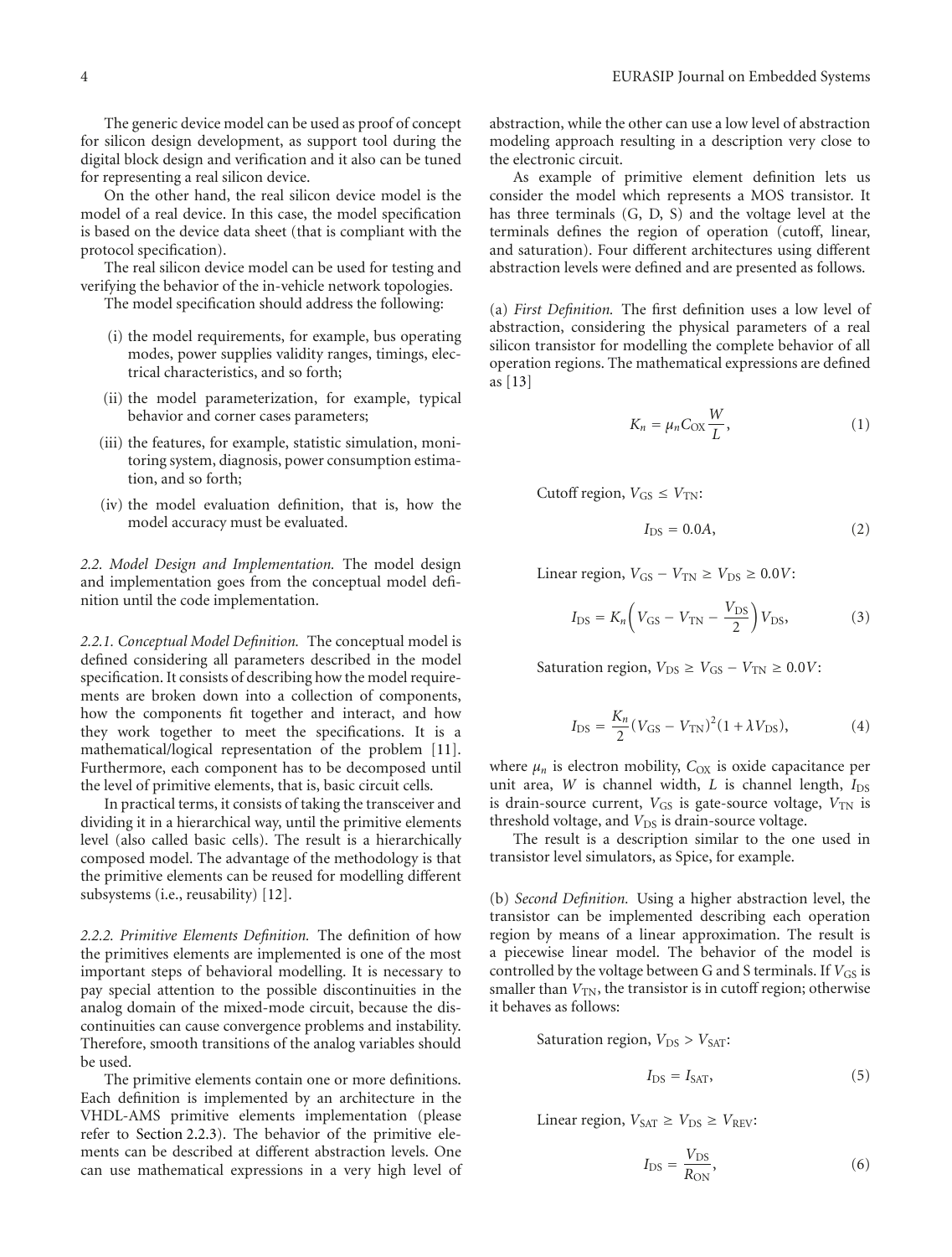The generic device model can be used as proof of concept for silicon design development, as support tool during the digital block design and verification and it also can be tuned for representing a real silicon device.

On the other hand, the real silicon device model is the model of a real device. In this case, the model specification is based on the device data sheet (that is compliant with the protocol specification).

The real silicon device model can be used for testing and verifying the behavior of the in-vehicle network topologies.

The model specification should address the following:

(i) the model requirements, for example, bus operating modes, power supplies validity ranges, timings, electrical characteristics, and so forth;

(ii) the model parameterization, for example, typical behavior and corner cases parameters;

(iii) the features, for example, statistic simulation, monitoring system, diagnosis, power consumption estimation, and so forth;

(iv) the model evaluation definition, that is, how the model accuracy must be evaluated.

*2.2. Model Design and Implementation.* The model design and implementation goes from the conceptual model definition until the code implementation.

*2.2.1. Conceptual Model Definition.* The conceptual model is defined considering all parameters described in the model specification. It consists of describing how the model requirements are broken down into a collection of components, how the components fit together and interact, and how they work together to meet the specifications. It is a mathematical/logical representation of the problem [11]. Furthermore, each component has to be decomposed until the level of primitive elements, that is, basic circuit cells.

In practical terms, it consists of taking the transceiver and dividing it in a hierarchical way, until the primitive elements level (also called basic cells). The result is a hierarchically composed model. The advantage of the methodology is that the primitive elements can be reused for modelling different subsystems (i.e., reusability) [12].

*2.2.2. Primitive Elements Definition.* The definition of how the primitives elements are implemented is one of the most important steps of behavioral modelling. It is necessary to pay special attention to the possible discontinuities in the analog domain of the mixed-mode circuit, because the discontinuities can cause convergence problems and instability. Therefore, smooth transitions of the analog variables should be used.

The primitive elements contain one or more definitions. Each definition is implemented by an architecture in the VHDL-AMS primitive elements implementation (please refer to Section 2.2.3). The behavior of the primitive elements can be described at different abstraction levels. One can use mathematical expressions in a very high level of abstraction, while the other can use a low level of abstraction modeling approach resulting in a description very close to the electronic circuit.

As example of primitive element definition lets us consider the model which represents a MOS transistor. It has three terminals (G, D, S) and the voltage level at the terminals defines the region of operation (cutoff, linear, and saturation). Four different architectures using different abstraction levels were defined and are presented as follows.

(a) *First Definition.* The first definition uses a low level of abstraction, considering the physical parameters of a real silicon transistor for modelling the complete behavior of all operation regions. The mathematical expressions are defined as [13]

$$K_n = \mu_n C_{OX} \frac{W}{L}, \tag{1}$$

Cutoff region, $V_{GS} \leq V_{TN}$:

$$I_{DS} = 0.0A, \tag{2}$$

Linear region, $V_{GS} - V_{TN} \geq V_{DS} \geq 0.0V$:

$$I_{DS} = K_n \left( V_{GS} - V_{TN} - \frac{V_{DS}}{2} \right) V_{DS}, \tag{3}$$

Saturation region, $V_{DS} \geq V_{GS} - V_{TN} \geq 0.0V$:

$$I_{DS} = \frac{K_n}{2} (V_{GS} - V_{TN})^2 (1 + \lambda V_{DS}), \tag{4}$$

where $\mu_n$ is electron mobility, $C_{OX}$ is oxide capacitance per unit area, $W$ is channel width, $L$ is channel length, $I_{DS}$ is drain-source current, $V_{GS}$ is gate-source voltage, $V_{TN}$ is threshold voltage, and $V_{DS}$ is drain-source voltage.

The result is a description similar to the one used in transistor level simulators, as Spice, for example.

(b) *Second Definition.* Using a higher abstraction level, the transistor can be implemented describing each operation region by means of a linear approximation. The result is a piecewise linear model. The behavior of the model is controlled by the voltage between G and S terminals. If $V_{GS}$ is smaller than $V_{TN}$, the transistor is in cutoff region; otherwise it behaves as follows:

Saturation region, $V_{DS} > V_{SAT}$:

$$I_{DS} = I_{SAT}, \tag{5}$$

Linear region, $V_{SAT} \geq V_{DS} \geq V_{REV}$:

$$I_{DS} = \frac{V_{DS}}{R_{ON}}, \tag{6}$$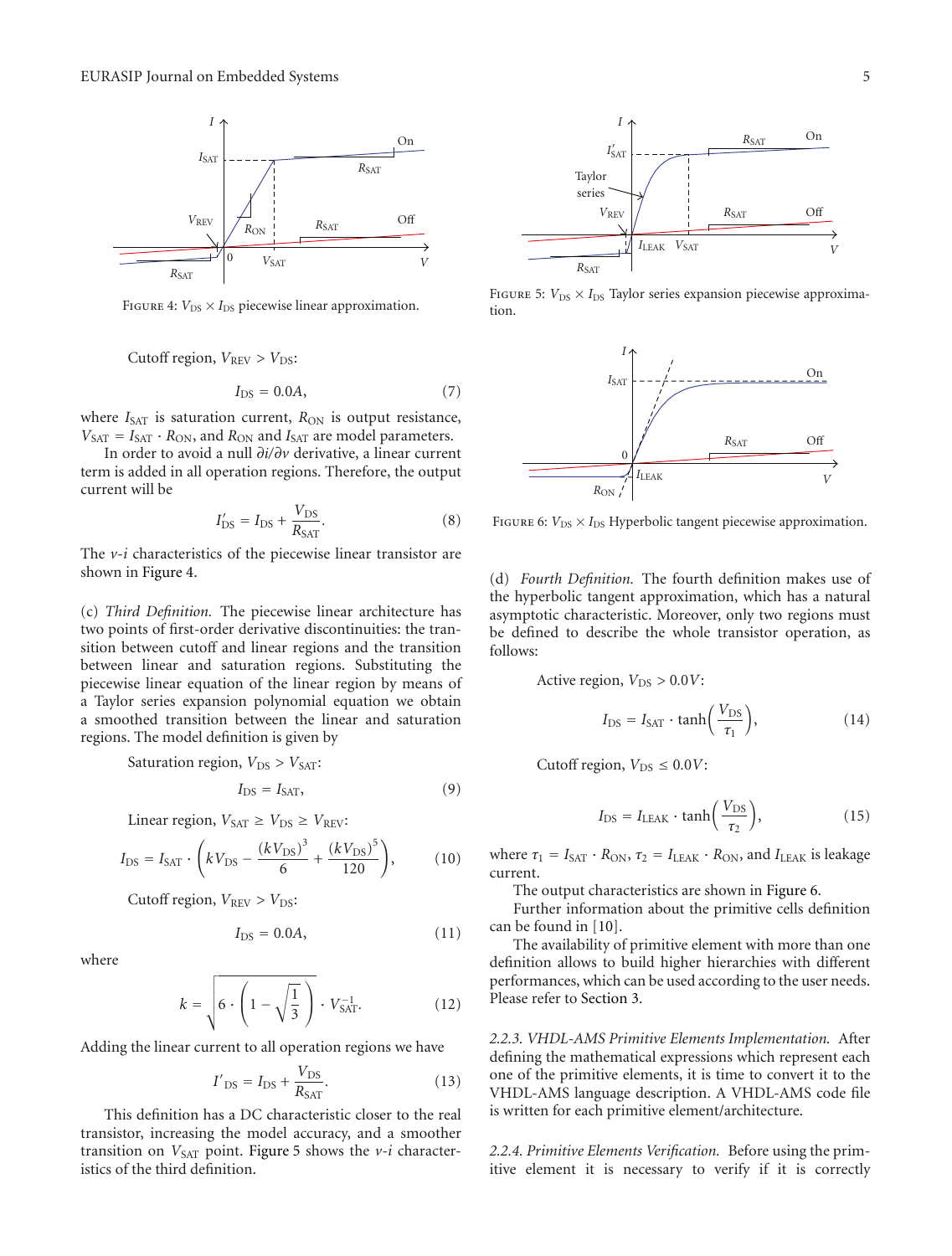Figure 4: $V_{DS} \times I_{DS}$ piecewise linear approximation.

Cutoff region, $V_{REV} > V_{DS}$:

$$I_{DS} = 0.0A, \tag{7}$$

where $I_{SAT}$ is saturation current, $R_{ON}$ is output resistance, $V_{SAT} = I_{SAT} \cdot R_{ON}$, and $R_{ON}$ and $I_{SAT}$ are model parameters.

In order to avoid a null $\partial i/\partial v$ derivative, a linear current term is added in all operation regions. Therefore, the output current will be

$$I'_{DS} = I_{DS} + \frac{V_{DS}}{R_{SAT}}. \tag{8}$$

The $v$-$i$ characteristics of the piecewise linear transistor are shown in Figure 4.

(c) *Third Definition.* The piecewise linear architecture has two points of first-order derivative discontinuities: the transition between cutoff and linear regions and the transition between linear and saturation regions. Substituting the piecewise linear equation of the linear region by means of a Taylor series expansion polynomial equation we obtain a smoothed transition between the linear and saturation regions. The model definition is given by

Saturation region, $V_{DS} > V_{SAT}$:

$$I_{DS} = I_{SAT}, \tag{9}$$

Linear region, $V_{SAT} \geq V_{DS} \geq V_{REV}$:

$$I_{DS} = I_{SAT} \cdot \left( kV_{DS} - \frac{(kV_{DS})^3}{6} + \frac{(kV_{DS})^5}{120} \right), \tag{10}$$

Cutoff region, $V_{REV} > V_{DS}$:

$$I_{DS} = 0.0A, \tag{11}$$

where

$$k = \sqrt{6 \cdot \left(1 - \sqrt{\frac{1}{3}}\right)} \cdot V_{SAT}^{-1}. \tag{12}$$

Adding the linear current to all operation regions we have

$$I'_{DS} = I_{DS} + \frac{V_{DS}}{R_{SAT}}. \tag{13}$$

This definition has a DC characteristic closer to the real transistor, increasing the model accuracy, and a smoother transition on $V_{SAT}$ point. Figure 5 shows the $v$-$i$ characteristics of the third definition.

Figure 5: $V_{DS} \times I_{DS}$ Taylor series expansion piecewise approximation.

Figure 6: $V_{DS} \times I_{DS}$ Hyperbolic tangent piecewise approximation.

(d) *Fourth Definition.* The fourth definition makes use of the hyperbolic tangent approximation, which has a natural asymptotic characteristic. Moreover, only two regions must be defined to describe the whole transistor operation, as follows:

Active region, $V_{DS} > 0.0V$:

$$I_{DS} = I_{SAT} \cdot \tanh\left(\frac{V_{DS}}{\tau_1}\right), \tag{14}$$

Cutoff region, $V_{DS} \leq 0.0V$:

$$I_{DS} = I_{LEAK} \cdot \tanh\left(\frac{V_{DS}}{\tau_2}\right), \tag{15}$$

where $\tau_1 = I_{SAT} \cdot R_{ON}$, $\tau_2 = I_{LEAK} \cdot R_{ON}$, and $I_{LEAK}$ is leakage current.

The output characteristics are shown in Figure 6.

Further information about the primitive cells definition can be found in [10].

The availability of primitive element with more than one definition allows to build higher hierarchies with different performances, which can be used according to the user needs. Please refer to Section 3.

*2.2.3. VHDL-AMS Primitive Elements Implementation.* After defining the mathematical expressions which represent each one of the primitive elements, it is time to convert it to the VHDL-AMS language description. A VHDL-AMS code file is written for each primitive element/architecture.

*2.2.4. Primitive Elements Verification.* Before using the primitive element it is necessary to verify if it is correctly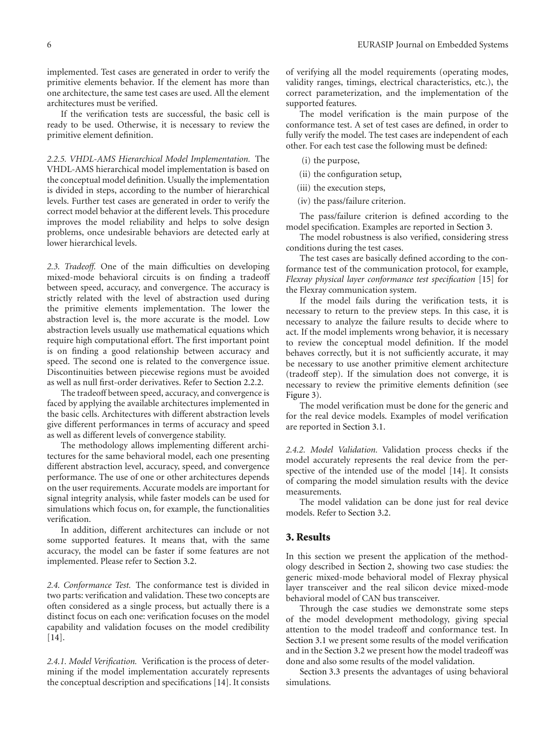implemented. Test cases are generated in order to verify the primitive elements behavior. If the element has more than one architecture, the same test cases are used. All the element architectures must be verified.

If the verification tests are successful, the basic cell is ready to be used. Otherwise, it is necessary to review the primitive element definition.

*2.2.5. VHDL-AMS Hierarchical Model Implementation.* The VHDL-AMS hierarchical model implementation is based on the conceptual model definition. Usually the implementation is divided in steps, according to the number of hierarchical levels. Further test cases are generated in order to verify the correct model behavior at the different levels. This procedure improves the model reliability and helps to solve design problems, once undesirable behaviors are detected early at lower hierarchical levels.

*2.3. Tradeoff.* One of the main difficulties on developing mixed-mode behavioral circuits is on finding a tradeoff between speed, accuracy, and convergence. The accuracy is strictly related with the level of abstraction used during the primitive elements implementation. The lower the abstraction level is, the more accurate is the model. Low abstraction levels usually use mathematical equations which require high computational effort. The first important point is on finding a good relationship between accuracy and speed. The second one is related to the convergence issue. Discontinuities between piecewise regions must be avoided as well as null first-order derivatives. Refer to Section 2.2.2.

The tradeoff between speed, accuracy, and convergence is faced by applying the available architectures implemented in the basic cells. Architectures with different abstraction levels give different performances in terms of accuracy and speed as well as different levels of convergence stability.

The methodology allows implementing different architectures for the same behavioral model, each one presenting different abstraction level, accuracy, speed, and convergence performance. The use of one or other architectures depends on the user requirements. Accurate models are important for signal integrity analysis, while faster models can be used for simulations which focus on, for example, the functionalities verification.

In addition, different architectures can include or not some supported features. It means that, with the same accuracy, the model can be faster if some features are not implemented. Please refer to Section 3.2.

*2.4. Conformance Test.* The conformance test is divided in two parts: verification and validation. These two concepts are often considered as a single process, but actually there is a distinct focus on each one: verification focuses on the model capability and validation focuses on the model credibility [14].

*2.4.1. Model Verification.* Verification is the process of determining if the model implementation accurately represents the conceptual description and specifications [14]. It consists of verifying all the model requirements (operating modes, validity ranges, timings, electrical characteristics, etc.), the correct parameterization, and the implementation of the supported features.

The model verification is the main purpose of the conformance test. A set of test cases are defined, in order to fully verify the model. The test cases are independent of each other. For each test case the following must be defined:

(i) the purpose,

(ii) the configuration setup,

(iii) the execution steps,

(iv) the pass/failure criterion.

The pass/failure criterion is defined according to the model specification. Examples are reported in Section 3.

The model robustness is also verified, considering stress conditions during the test cases.

The test cases are basically defined according to the conformance test of the communication protocol, for example, *Flexray physical layer conformance test specification* [15] for the Flexray communication system.

If the model fails during the verification tests, it is necessary to return to the preview steps. In this case, it is necessary to analyze the failure results to decide where to act. If the model implements wrong behavior, it is necessary to review the conceptual model definition. If the model behaves correctly, but it is not sufficiently accurate, it may be necessary to use another primitive element architecture (tradeoff step). If the simulation does not converge, it is necessary to review the primitive elements definition (see Figure 3).

The model verification must be done for the generic and for the real device models. Examples of model verification are reported in Section 3.1.

*2.4.2. Model Validation.* Validation process checks if the model accurately represents the real device from the perspective of the intended use of the model [14]. It consists of comparing the model simulation results with the device measurements.

The model validation can be done just for real device models. Refer to Section 3.2.

## 3. Results

In this section we present the application of the methodology described in Section 2, showing two case studies: the generic mixed-mode behavioral model of Flexray physical layer transceiver and the real silicon device mixed-mode behavioral model of CAN bus transceiver.

Through the case studies we demonstrate some steps of the model development methodology, giving special attention to the model tradeoff and conformance test. In Section 3.1 we present some results of the model verification and in the Section 3.2 we present how the model tradeoff was done and also some results of the model validation.

Section 3.3 presents the advantages of using behavioral simulations.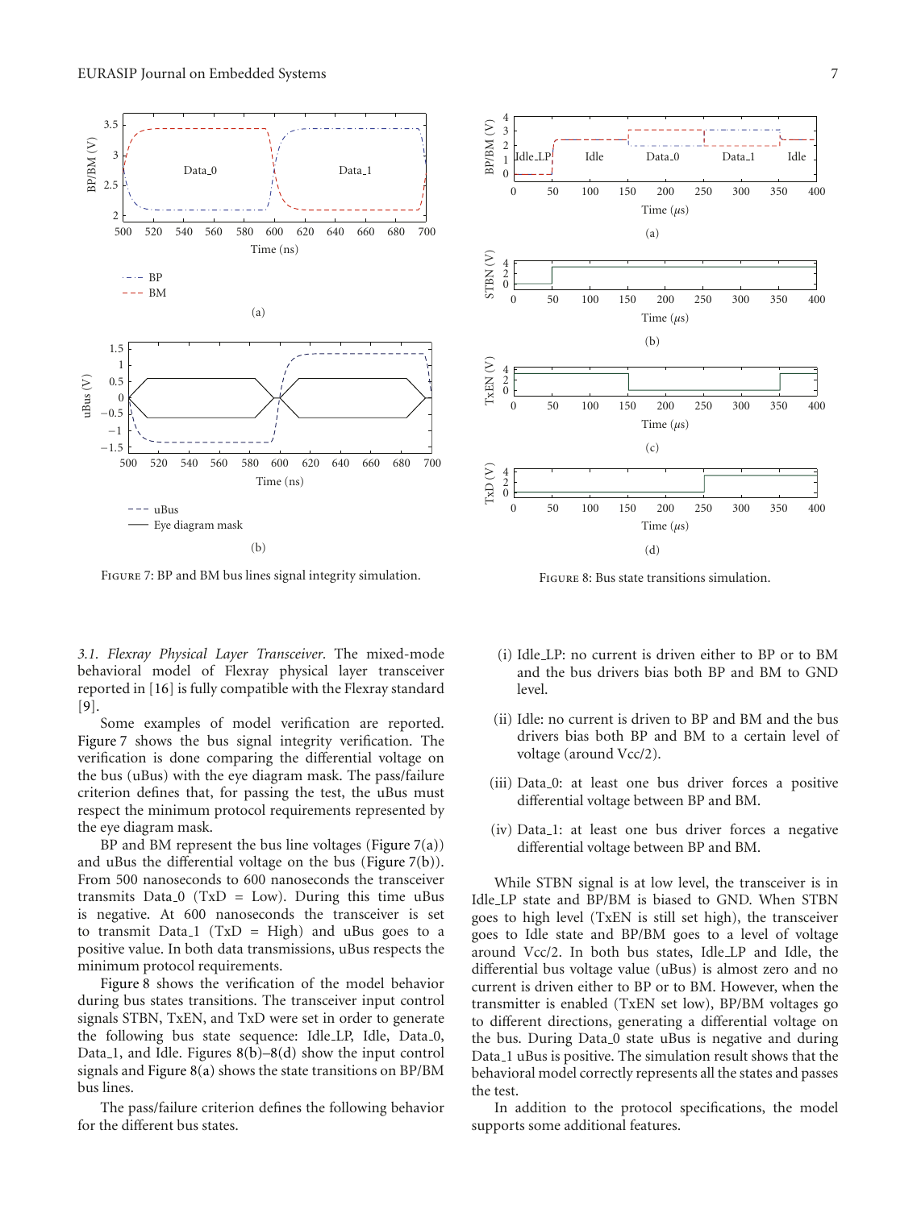FIGURE 7: BP and BM bus lines signal integrity simulation.

FIGURE 8: Bus state transitions simulation.

*3.1. Flexray Physical Layer Transceiver.* The mixed-mode behavioral model of Flexray physical layer transceiver reported in [16] is fully compatible with the Flexray standard [9].

Some examples of model verification are reported. Figure 7 shows the bus signal integrity verification. The verification is done comparing the differential voltage on the bus (uBus) with the eye diagram mask. The pass/failure criterion defines that, for passing the test, the uBus must respect the minimum protocol requirements represented by the eye diagram mask.

BP and BM represent the bus line voltages (Figure 7(a)) and uBus the differential voltage on the bus (Figure 7(b)). From 500 nanoseconds to 600 nanoseconds the transceiver transmits Data_0 (TxD = Low). During this time uBus is negative. At 600 nanoseconds the transceiver is set to transmit Data_1 (TxD = High) and uBus goes to a positive value. In both data transmissions, uBus respects the minimum protocol requirements.

Figure 8 shows the verification of the model behavior during bus states transitions. The transceiver input control signals STBN, TxEN, and TxD were set in order to generate the following bus state sequence: Idle_LP, Idle, Data_0, Data_1, and Idle. Figures 8(b)–8(d) show the input control signals and Figure 8(a) shows the state transitions on BP/BM bus lines.

The pass/failure criterion defines the following behavior for the different bus states.

(i) Idle_LP: no current is driven either to BP or to BM and the bus drivers bias both BP and BM to GND level.

(ii) Idle: no current is driven to BP and BM and the bus drivers bias both BP and BM to a certain level of voltage (around Vcc/2).

(iii) Data_0: at least one bus driver forces a positive differential voltage between BP and BM.

(iv) Data_1: at least one bus driver forces a negative differential voltage between BP and BM.

While STBN signal is at low level, the transceiver is in Idle_LP state and BP/BM is biased to GND. When STBN goes to high level (TxEN is still set high), the transceiver goes to Idle state and BP/BM goes to a level of voltage around Vcc/2. In both bus states, Idle_LP and Idle, the differential bus voltage value (uBus) is almost zero and no current is driven either to BP or to BM. However, when the transmitter is enabled (TxEN set low), BP/BM voltages go to different directions, generating a differential voltage on the bus. During Data_0 state uBus is negative and during Data_1 uBus is positive. The simulation result shows that the behavioral model correctly represents all the states and passes the test.

In addition to the protocol specifications, the model supports some additional features.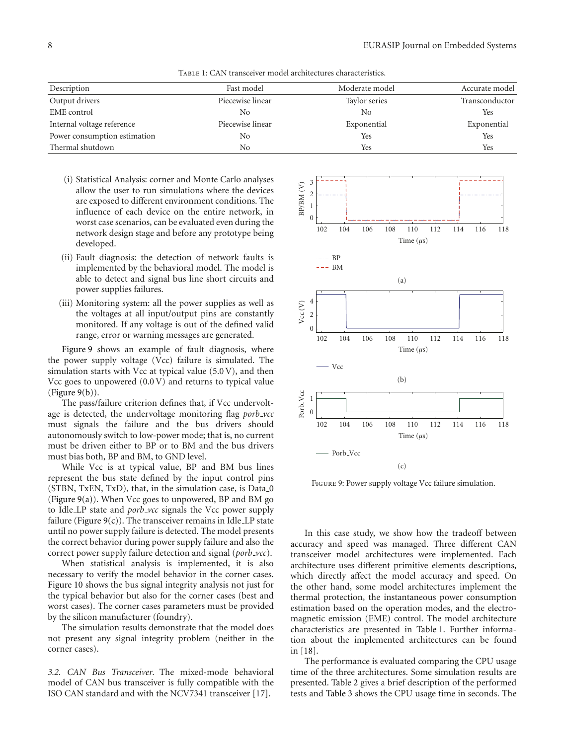Table 1: CAN transceiver model architectures characteristics.

| Description | Fast model | Moderate model | Accurate model |
|---|---|---|---|
| Output drivers | Piecewise linear | Taylor series | Transconductor |
| EME control | No | No | Yes |
| Internal voltage reference | Piecewise linear | Exponential | Exponential |
| Power consumption estimation | No | Yes | Yes |
| Thermal shutdown | No | Yes | Yes |

(i) Statistical Analysis: corner and Monte Carlo analyses allow the user to run simulations where the devices are exposed to different environment conditions. The influence of each device on the entire network, in worst case scenarios, can be evaluated even during the network design stage and before any prototype being developed.

(ii) Fault diagnosis: the detection of network faults is implemented by the behavioral model. The model is able to detect and signal bus line short circuits and power supplies failures.

(iii) Monitoring system: all the power supplies as well as the voltages at all input/output pins are constantly monitored. If any voltage is out of the defined valid range, error or warning messages are generated.

Figure 9 shows an example of fault diagnosis, where the power supply voltage (Vcc) failure is simulated. The simulation starts with Vcc at typical value (5.0 V), and then Vcc goes to unpowered (0.0 V) and returns to typical value (Figure 9(b)).

The pass/failure criterion defines that, if Vcc undervoltage is detected, the undervoltage monitoring flag *porb_vcc* must signals the failure and the bus drivers should autonomously switch to low-power mode; that is, no current must be driven either to BP or to BM and the bus drivers must bias both, BP and BM, to GND level.

While Vcc is at typical value, BP and BM bus lines represent the bus state defined by the input control pins (STBN, TxEN, TxD), that, in the simulation case, is Data_0 (Figure 9(a)). When Vcc goes to unpowered, BP and BM go to Idle_LP state and *porb_vcc* signals the Vcc power supply failure (Figure 9(c)). The transceiver remains in Idle_LP state until no power supply failure is detected. The model presents the correct behavior during power supply failure and also the correct power supply failure detection and signal (*porb_vcc*).

When statistical analysis is implemented, it is also necessary to verify the model behavior in the corner cases. Figure 10 shows the bus signal integrity analysis not just for the typical behavior but also for the corner cases (best and worst cases). The corner cases parameters must be provided by the silicon manufacturer (foundry).

The simulation results demonstrate that the model does not present any signal integrity problem (neither in the corner cases).

*3.2. CAN Bus Transceiver.* The mixed-mode behavioral model of CAN bus transceiver is fully compatible with the ISO CAN standard and with the NCV7341 transceiver [17].

Figure 9: Power supply voltage Vcc failure simulation.

In this case study, we show how the tradeoff between accuracy and speed was managed. Three different CAN transceiver model architectures were implemented. Each architecture uses different primitive elements descriptions, which directly affect the model accuracy and speed. On the other hand, some model architectures implement the thermal protection, the instantaneous power consumption estimation based on the operation modes, and the electromagnetic emission (EME) control. The model architecture characteristics are presented in Table 1. Further information about the implemented architectures can be found in [18].

The performance is evaluated comparing the CPU usage time of the three architectures. Some simulation results are presented. Table 2 gives a brief description of the performed tests and Table 3 shows the CPU usage time in seconds. The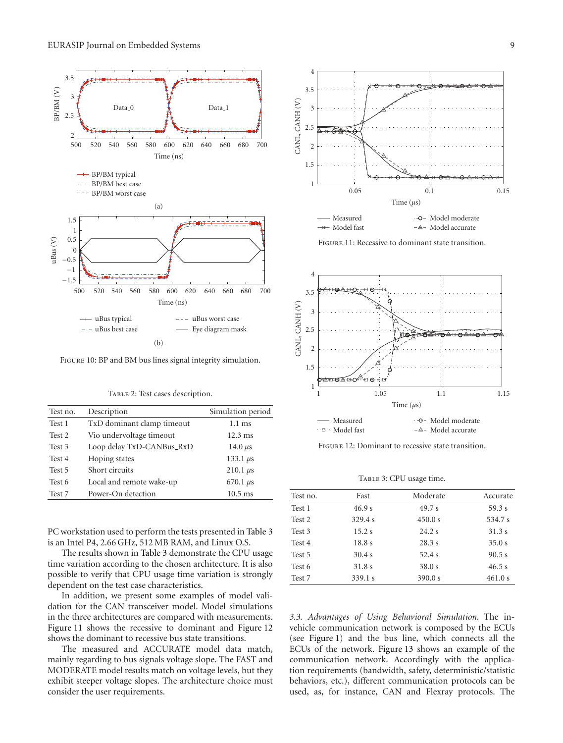Figure 10: BP and BM bus lines signal integrity simulation.

Table 2: Test cases description.

| Test no. | Description | Simulation period |
|---|---|---|
| Test 1 | TxD dominant clamp timeout | 1.1 ms |
| Test 2 | Vio undervoltage timeout | 12.3 ms |
| Test 3 | Loop delay TxD-CANBus_RxD | 14.0 $\mu$s |
| Test 4 | Hoping states | 133.1 $\mu$s |
| Test 5 | Short circuits | 210.1 $\mu$s |
| Test 6 | Local and remote wake-up | 670.1 $\mu$s |
| Test 7 | Power-On detection | 10.5 ms |

PC workstation used to perform the tests presented in Table 3 is an Intel P4, 2.66 GHz, 512 MB RAM, and Linux O.S.

The results shown in Table 3 demonstrate the CPU usage time variation according to the chosen architecture. It is also possible to verify that CPU usage time variation is strongly dependent on the test case characteristics.

In addition, we present some examples of model validation for the CAN transceiver model. Model simulations in the three architectures are compared with measurements. Figure 11 shows the recessive to dominant and Figure 12 shows the dominant to recessive bus state transitions.

The measured and ACCURATE model data match, mainly regarding to bus signals voltage slope. The FAST and MODERATE model results match on voltage levels, but they exhibit steeper voltage slopes. The architecture choice must consider the user requirements.

Figure 11: Recessive to dominant state transition.

Figure 12: Dominant to recessive state transition.

Table 3: CPU usage time.

| Test no. | Fast | Moderate | Accurate |
|---|---|---|---|
| Test 1 | 46.9 s | 49.7 s | 59.3 s |
| Test 2 | 329.4 s | 450.0 s | 534.7 s |
| Test 3 | 15.2 s | 24.2 s | 31.3 s |
| Test 4 | 18.8 s | 28.3 s | 35.0 s |
| Test 5 | 30.4 s | 52.4 s | 90.5 s |
| Test 6 | 31.8 s | 38.0 s | 46.5 s |
| Test 7 | 339.1 s | 390.0 s | 461.0 s |

*3.3. Advantages of Using Behavioral Simulation.* The in-vehicle communication network is composed by the ECUs (see Figure 1) and the bus line, which connects all the ECUs of the network. Figure 13 shows an example of the communication network. Accordingly with the application requirements (bandwidth, safety, deterministic/statistic behaviors, etc.), different communication protocols can be used, as, for instance, CAN and Flexray protocols. The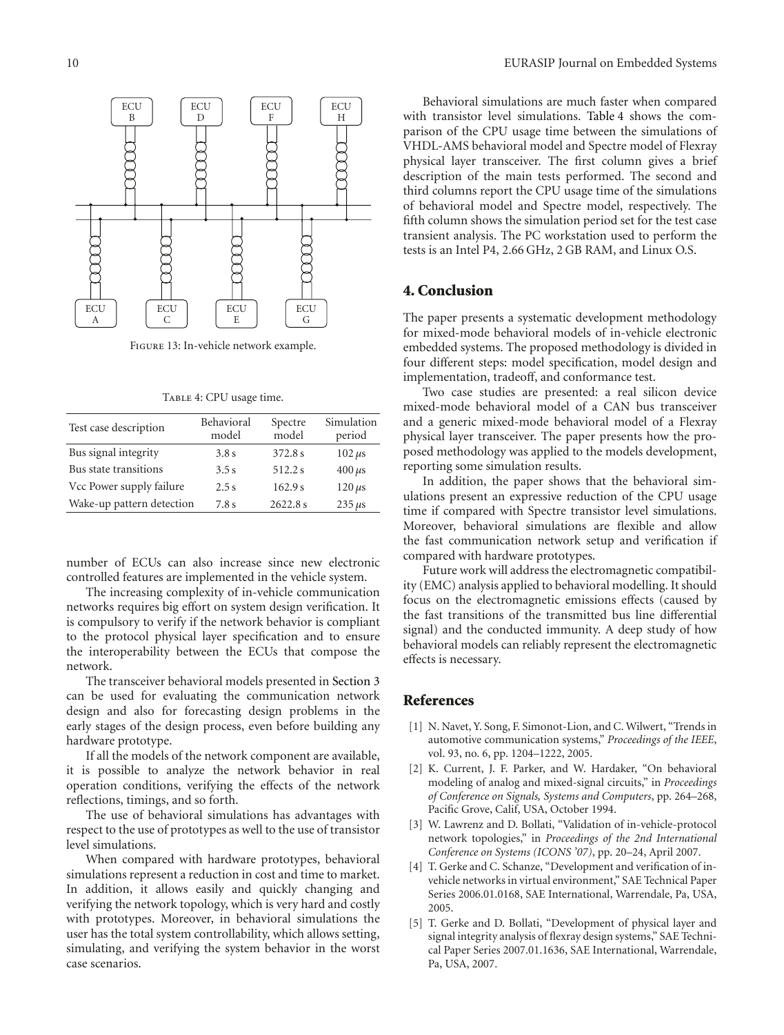ECU B

ECU D

ECU F

ECU H

ECU A

ECU C

ECU E

ECU G

Figure 13: In-vehicle network example.

number of ECUs can also increase since new electronic controlled features are implemented in the vehicle system.

The increasing complexity of in-vehicle communication networks requires big effort on system design verification. It is compulsory to verify if the network behavior is compliant to the protocol physical layer specification and to ensure the interoperability between the ECUs that compose the network.

The transceiver behavioral models presented in Section 3 can be used for evaluating the communication network design and also for forecasting design problems in the early stages of the design process, even before building any hardware prototype.

If all the models of the network component are available, it is possible to analyze the network behavior in real operation conditions, verifying the effects of the network reflections, timings, and so forth.

The use of behavioral simulations has advantages with respect to the use of prototypes as well to the use of transistor level simulations.

When compared with hardware prototypes, behavioral simulations represent a reduction in cost and time to market. In addition, it allows easily and quickly changing and verifying the network topology, which is very hard and costly with prototypes. Moreover, in behavioral simulations the user has the total system controllability, which allows setting, simulating, and verifying the system behavior in the worst case scenarios.

Behavioral simulations are much faster when compared with transistor level simulations. Table 4 shows the comparison of the CPU usage time between the simulations of VHDL-AMS behavioral model and Spectre model of Flexray physical layer transceiver. The first column gives a brief description of the main tests performed. The second and third columns report the CPU usage time of the simulations of behavioral model and Spectre model, respectively. The fifth column shows the simulation period set for the test case transient analysis. The PC workstation used to perform the tests is an Intel P4, 2.66 GHz, 2 GB RAM, and Linux O.S.

Table 4: CPU usage time.

| Test case description | Behavioral model | Spectre model | Simulation period |
|---|---|---|---|
| Bus signal integrity | 3.8 s | 372.8 s | 102 $\mu$s |
| Bus state transitions | 3.5 s | 512.2 s | 400 $\mu$s |
| Vcc Power supply failure | 2.5 s | 162.9 s | 120 $\mu$s |
| Wake-up pattern detection | 7.8 s | 2622.8 s | 235 $\mu$s |

## 4. Conclusion

The paper presents a systematic development methodology for mixed-mode behavioral models of in-vehicle electronic embedded systems. The proposed methodology is divided in four different steps: model specification, model design and implementation, tradeoff, and conformance test.

Two case studies are presented: a real silicon device mixed-mode behavioral model of a CAN bus transceiver and a generic mixed-mode behavioral model of a Flexray physical layer transceiver. The paper presents how the proposed methodology was applied to the models development, reporting some simulation results.

In addition, the paper shows that the behavioral simulations present an expressive reduction of the CPU usage time if compared with Spectre transistor level simulations. Moreover, behavioral simulations are flexible and allow the fast communication network setup and verification if compared with hardware prototypes.

Future work will address the electromagnetic compatibility (EMC) analysis applied to behavioral modelling. It should focus on the electromagnetic emissions effects (caused by the fast transitions of the transmitted bus line differential signal) and the conducted immunity. A deep study of how behavioral models can reliably represent the electromagnetic effects is necessary.

## References

[1] N. Navet, Y. Song, F. Simonot-Lion, and C. Wilwert, "Trends in automotive communication systems," *Proceedings of the IEEE*, vol. 93, no. 6, pp. 1204–1222, 2005.

[2] K. Current, J. F. Parker, and W. Hardaker, "On behavioral modeling of analog and mixed-signal circuits," in *Proceedings of Conference on Signals, Systems and Computers*, pp. 264–268, Pacific Grove, Calif, USA, October 1994.

[3] W. Lawrenz and D. Bollati, "Validation of in-vehicle-protocol network topologies," in *Proceedings of the 2nd International Conference on Systems (ICONS '07)*, pp. 20–24, April 2007.

[4] T. Gerke and C. Schanze, "Development and verification of in-vehicle networks in virtual environment," SAE Technical Paper Series 2006.01.0168, SAE International, Warrendale, Pa, USA, 2005.

[5] T. Gerke and D. Bollati, "Development of physical layer and signal integrity analysis of flexray design systems," SAE Technical Paper Series 2007.01.1636, SAE International, Warrendale, Pa, USA, 2007.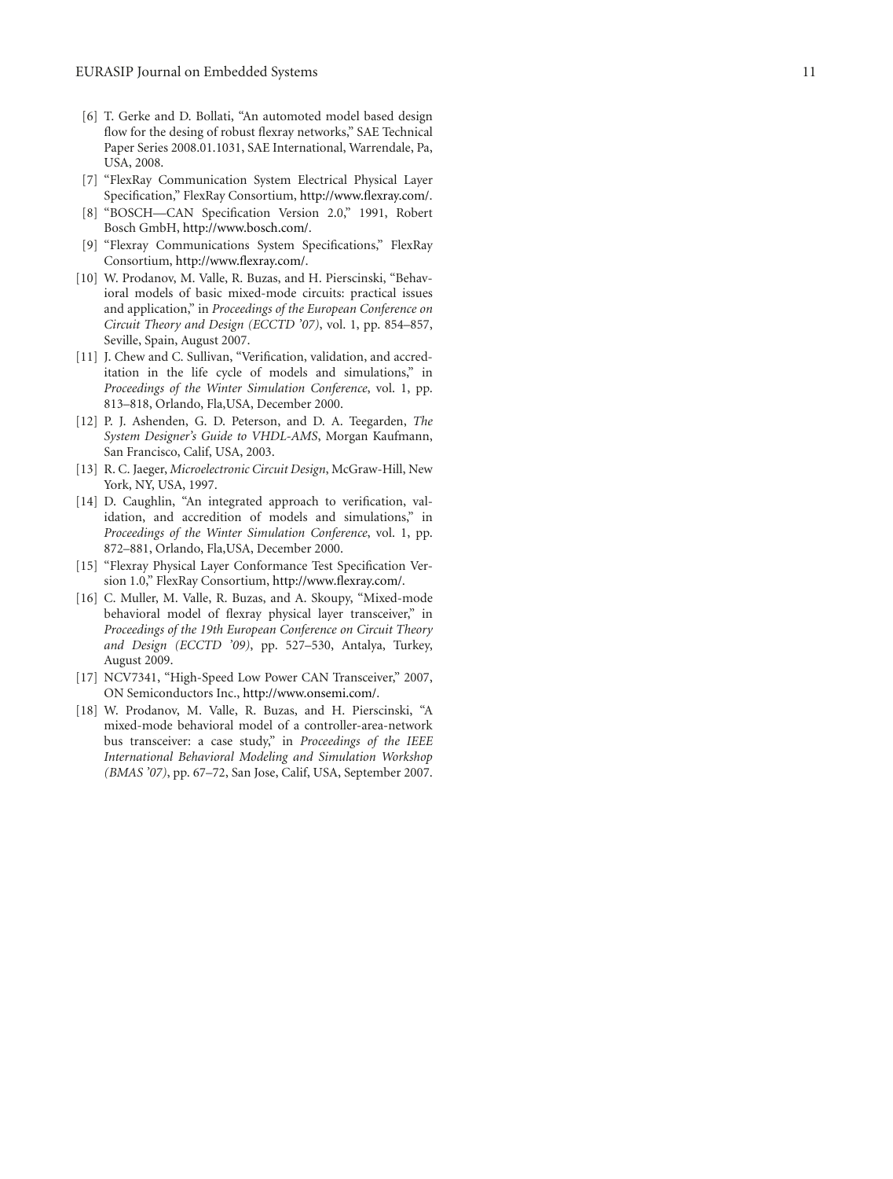[6] T. Gerke and D. Bollati, "An automoted model based design flow for the desing of robust flexray networks," SAE Technical Paper Series 2008.01.1031, SAE International, Warrendale, Pa, USA, 2008.

[7] "FlexRay Communication System Electrical Physical Layer Specification," FlexRay Consortium, http://www.flexray.com/.

[8] "BOSCH—CAN Specification Version 2.0," 1991, Robert Bosch GmbH, http://www.bosch.com/.

[9] "Flexray Communications System Specifications," FlexRay Consortium, http://www.flexray.com/.

[10] W. Prodanov, M. Valle, R. Buzas, and H. Pierscinski, "Behavioral models of basic mixed-mode circuits: practical issues and application," in *Proceedings of the European Conference on Circuit Theory and Design (ECCTD '07)*, vol. 1, pp. 854–857, Seville, Spain, August 2007.

[11] J. Chew and C. Sullivan, "Verification, validation, and accreditation in the life cycle of models and simulations," in *Proceedings of the Winter Simulation Conference*, vol. 1, pp. 813–818, Orlando, Fla,USA, December 2000.

[12] P. J. Ashenden, G. D. Peterson, and D. A. Teegarden, *The System Designer's Guide to VHDL-AMS*, Morgan Kaufmann, San Francisco, Calif, USA, 2003.

[13] R. C. Jaeger, *Microelectronic Circuit Design*, McGraw-Hill, New York, NY, USA, 1997.

[14] D. Caughlin, "An integrated approach to verification, validation, and accredition of models and simulations," in *Proceedings of the Winter Simulation Conference*, vol. 1, pp. 872–881, Orlando, Fla,USA, December 2000.

[15] "Flexray Physical Layer Conformance Test Specification Version 1.0," FlexRay Consortium, http://www.flexray.com/.

[16] C. Muller, M. Valle, R. Buzas, and A. Skoupy, "Mixed-mode behavioral model of flexray physical layer transceiver," in *Proceedings of the 19th European Conference on Circuit Theory and Design (ECCTD '09)*, pp. 527–530, Antalya, Turkey, August 2009.

[17] NCV7341, "High-Speed Low Power CAN Transceiver," 2007, ON Semiconductors Inc., http://www.onsemi.com/.

[18] W. Prodanov, M. Valle, R. Buzas, and H. Pierscinski, "A mixed-mode behavioral model of a controller-area-network bus transceiver: a case study," in *Proceedings of the IEEE International Behavioral Modeling and Simulation Workshop (BMAS '07)*, pp. 67–72, San Jose, Calif, USA, September 2007.